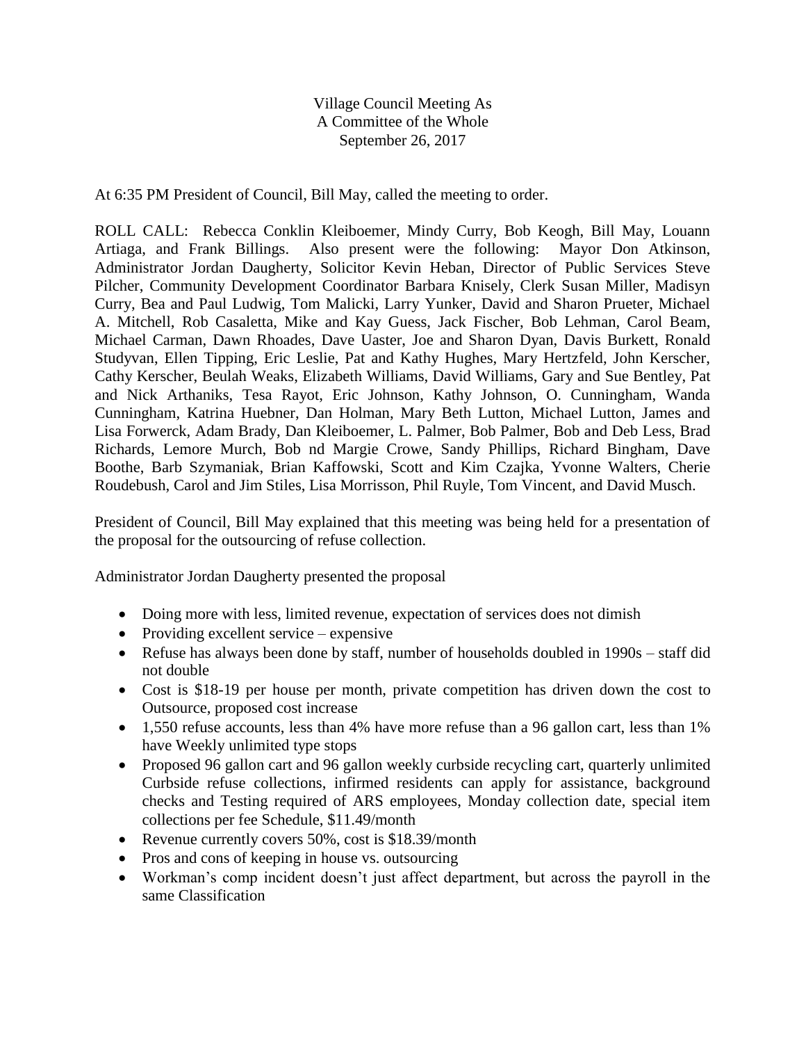Village Council Meeting As
A Committee of the Whole
September 26, 2017

At 6:35 PM President of Council, Bill May, called the meeting to order.

ROLL CALL: Rebecca Conklin Kleiboemer, Mindy Curry, Bob Keogh, Bill May, Louann Artiaga, and Frank Billings. Also present were the following: Mayor Don Atkinson, Administrator Jordan Daugherty, Solicitor Kevin Heban, Director of Public Services Steve Pilcher, Community Development Coordinator Barbara Knisely, Clerk Susan Miller, Madisyn Curry, Bea and Paul Ludwig, Tom Malicki, Larry Yunker, David and Sharon Prueter, Michael A. Mitchell, Rob Casaletta, Mike and Kay Guess, Jack Fischer, Bob Lehman, Carol Beam, Michael Carman, Dawn Rhoades, Dave Uaster, Joe and Sharon Dyan, Davis Burkett, Ronald Studyvan, Ellen Tipping, Eric Leslie, Pat and Kathy Hughes, Mary Hertzfeld, John Kerscher, Cathy Kerscher, Beulah Weaks, Elizabeth Williams, David Williams, Gary and Sue Bentley, Pat and Nick Arthaniks, Tesa Rayot, Eric Johnson, Kathy Johnson, O. Cunningham, Wanda Cunningham, Katrina Huebner, Dan Holman, Mary Beth Lutton, Michael Lutton, James and Lisa Forwerck, Adam Brady, Dan Kleiboemer, L. Palmer, Bob Palmer, Bob and Deb Less, Brad Richards, Lemore Murch, Bob nd Margie Crowe, Sandy Phillips, Richard Bingham, Dave Boothe, Barb Szymaniak, Brian Kaffowski, Scott and Kim Czajka, Yvonne Walters, Cherie Roudebush, Carol and Jim Stiles, Lisa Morrisson, Phil Ruyle, Tom Vincent, and David Musch.

President of Council, Bill May explained that this meeting was being held for a presentation of the proposal for the outsourcing of refuse collection.

Administrator Jordan Daugherty presented the proposal

- Doing more with less, limited revenue, expectation of services does not dimish
- Providing excellent service – expensive
- Refuse has always been done by staff, number of households doubled in 1990s – staff did not double
- Cost is $18-19 per house per month, private competition has driven down the cost to Outsource, proposed cost increase
- 1,550 refuse accounts, less than 4% have more refuse than a 96 gallon cart, less than 1% have Weekly unlimited type stops
- Proposed 96 gallon cart and 96 gallon weekly curbside recycling cart, quarterly unlimited Curbside refuse collections, infirmed residents can apply for assistance, background checks and Testing required of ARS employees, Monday collection date, special item collections per fee Schedule, $11.49/month
- Revenue currently covers 50%, cost is $18.39/month
- Pros and cons of keeping in house vs. outsourcing
- Workman's comp incident doesn't just affect department, but across the payroll in the same Classification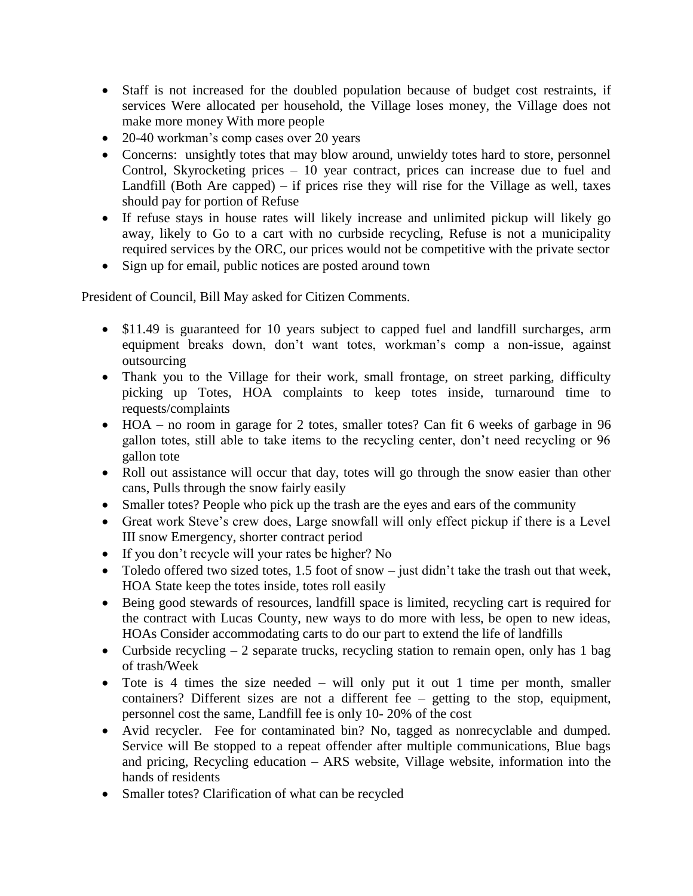- Staff is not increased for the doubled population because of budget cost restraints, if services Were allocated per household, the Village loses money, the Village does not make more money With more people
- 20-40 workman's comp cases over 20 years
- Concerns: unsightly totes that may blow around, unwieldy totes hard to store, personnel Control, Skyrocketing prices – 10 year contract, prices can increase due to fuel and Landfill (Both Are capped) – if prices rise they will rise for the Village as well, taxes should pay for portion of Refuse
- If refuse stays in house rates will likely increase and unlimited pickup will likely go away, likely to Go to a cart with no curbside recycling, Refuse is not a municipality required services by the ORC, our prices would not be competitive with the private sector
- Sign up for email, public notices are posted around town

President of Council, Bill May asked for Citizen Comments.

- $11.49 is guaranteed for 10 years subject to capped fuel and landfill surcharges, arm equipment breaks down, don't want totes, workman's comp a non-issue, against outsourcing
- Thank you to the Village for their work, small frontage, on street parking, difficulty picking up Totes, HOA complaints to keep totes inside, turnaround time to requests/complaints
- HOA – no room in garage for 2 totes, smaller totes? Can fit 6 weeks of garbage in 96 gallon totes, still able to take items to the recycling center, don't need recycling or 96 gallon tote
- Roll out assistance will occur that day, totes will go through the snow easier than other cans, Pulls through the snow fairly easily
- Smaller totes? People who pick up the trash are the eyes and ears of the community
- Great work Steve's crew does, Large snowfall will only effect pickup if there is a Level III snow Emergency, shorter contract period
- If you don't recycle will your rates be higher? No
- Toledo offered two sized totes, 1.5 foot of snow – just didn't take the trash out that week, HOA State keep the totes inside, totes roll easily
- Being good stewards of resources, landfill space is limited, recycling cart is required for the contract with Lucas County, new ways to do more with less, be open to new ideas, HOAs Consider accommodating carts to do our part to extend the life of landfills
- Curbside recycling – 2 separate trucks, recycling station to remain open, only has 1 bag of trash/Week
- Tote is 4 times the size needed – will only put it out 1 time per month, smaller containers? Different sizes are not a different fee – getting to the stop, equipment, personnel cost the same, Landfill fee is only 10- 20% of the cost
- Avid recycler. Fee for contaminated bin? No, tagged as nonrecyclable and dumped. Service will Be stopped to a repeat offender after multiple communications, Blue bags and pricing, Recycling education – ARS website, Village website, information into the hands of residents
- Smaller totes? Clarification of what can be recycled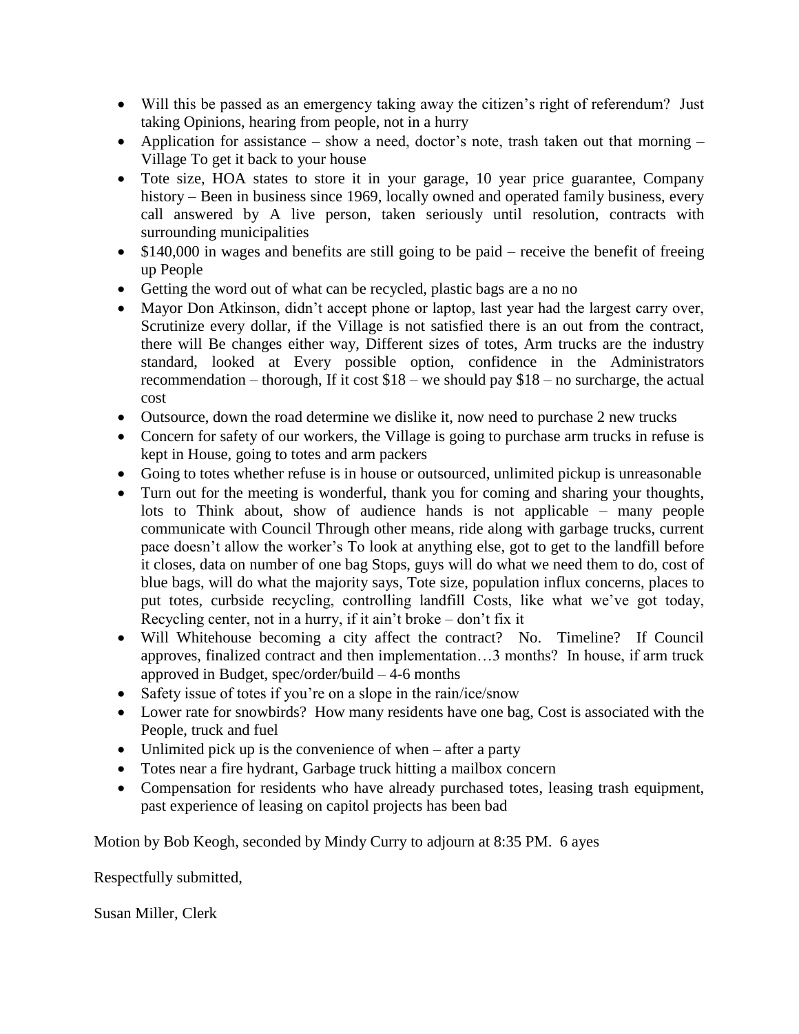- Will this be passed as an emergency taking away the citizen's right of referendum? Just taking Opinions, hearing from people, not in a hurry
- Application for assistance – show a need, doctor's note, trash taken out that morning – Village To get it back to your house
- Tote size, HOA states to store it in your garage, 10 year price guarantee, Company history – Been in business since 1969, locally owned and operated family business, every call answered by A live person, taken seriously until resolution, contracts with surrounding municipalities
- $140,000 in wages and benefits are still going to be paid – receive the benefit of freeing up People
- Getting the word out of what can be recycled, plastic bags are a no no
- Mayor Don Atkinson, didn't accept phone or laptop, last year had the largest carry over, Scrutinize every dollar, if the Village is not satisfied there is an out from the contract, there will Be changes either way, Different sizes of totes, Arm trucks are the industry standard, looked at Every possible option, confidence in the Administrators recommendation – thorough, If it cost $18 – we should pay $18 – no surcharge, the actual cost
- Outsource, down the road determine we dislike it, now need to purchase 2 new trucks
- Concern for safety of our workers, the Village is going to purchase arm trucks in refuse is kept in House, going to totes and arm packers
- Going to totes whether refuse is in house or outsourced, unlimited pickup is unreasonable
- Turn out for the meeting is wonderful, thank you for coming and sharing your thoughts, lots to Think about, show of audience hands is not applicable – many people communicate with Council Through other means, ride along with garbage trucks, current pace doesn't allow the worker's To look at anything else, got to get to the landfill before it closes, data on number of one bag Stops, guys will do what we need them to do, cost of blue bags, will do what the majority says, Tote size, population influx concerns, places to put totes, curbside recycling, controlling landfill Costs, like what we've got today, Recycling center, not in a hurry, if it ain't broke – don't fix it
- Will Whitehouse becoming a city affect the contract? No. Timeline? If Council approves, finalized contract and then implementation…3 months? In house, if arm truck approved in Budget, spec/order/build – 4-6 months
- Safety issue of totes if you're on a slope in the rain/ice/snow
- Lower rate for snowbirds? How many residents have one bag, Cost is associated with the People, truck and fuel
- Unlimited pick up is the convenience of when – after a party
- Totes near a fire hydrant, Garbage truck hitting a mailbox concern
- Compensation for residents who have already purchased totes, leasing trash equipment, past experience of leasing on capitol projects has been bad

Motion by Bob Keogh, seconded by Mindy Curry to adjourn at 8:35 PM. 6 ayes

Respectfully submitted,

Susan Miller, Clerk